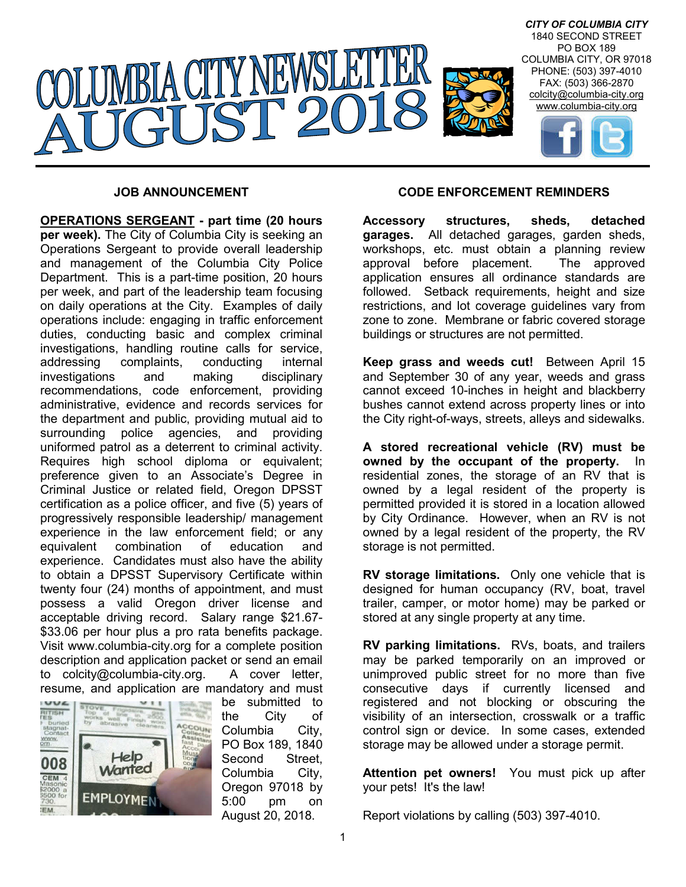# COLUMBIA CITY NEWSLETTER AUGUST 2018

*CITY OF COLUMBIA CITY*
1840 SECOND STREET
PO BOX 189
COLUMBIA CITY, OR 97018
PHONE: (503) 397-4010
FAX: (503) 366-2870
colcity@columbia-city.org
www.columbia-city.org

## JOB ANNOUNCEMENT

**OPERATIONS SERGEANT - part time (20 hours per week).** The City of Columbia City is seeking an Operations Sergeant to provide overall leadership and management of the Columbia City Police Department. This is a part-time position, 20 hours per week, and part of the leadership team focusing on daily operations at the City. Examples of daily operations include: engaging in traffic enforcement duties, conducting basic and complex criminal investigations, handling routine calls for service, addressing complaints, conducting internal investigations and making disciplinary recommendations, code enforcement, providing administrative, evidence and records services for the department and public, providing mutual aid to surrounding police agencies, and providing uniformed patrol as a deterrent to criminal activity. Requires high school diploma or equivalent; preference given to an Associate's Degree in Criminal Justice or related field, Oregon DPSST certification as a police officer, and five (5) years of progressively responsible leadership/ management experience in the law enforcement field; or any equivalent combination of education and experience. Candidates must also have the ability to obtain a DPSST Supervisory Certificate within twenty four (24) months of appointment, and must possess a valid Oregon driver license and acceptable driving record. Salary range $21.67-$33.06 per hour plus a pro rata benefits package. Visit www.columbia-city.org for a complete position description and application packet or send an email to colcity@columbia-city.org. A cover letter, resume, and application are mandatory and must be submitted to the City of Columbia City, PO Box 189, 1840 Second Street, Columbia City, Oregon 97018 by 5:00 pm on August 20, 2018.

## CODE ENFORCEMENT REMINDERS

**Accessory structures, sheds, detached garages.** All detached garages, garden sheds, workshops, etc. must obtain a planning review approval before placement. The approved application ensures all ordinance standards are followed. Setback requirements, height and size restrictions, and lot coverage guidelines vary from zone to zone. Membrane or fabric covered storage buildings or structures are not permitted.

**Keep grass and weeds cut!** Between April 15 and September 30 of any year, weeds and grass cannot exceed 10-inches in height and blackberry bushes cannot extend across property lines or into the City right-of-ways, streets, alleys and sidewalks.

**A stored recreational vehicle (RV) must be owned by the occupant of the property.** In residential zones, the storage of an RV that is owned by a legal resident of the property is permitted provided it is stored in a location allowed by City Ordinance. However, when an RV is not owned by a legal resident of the property, the RV storage is not permitted.

**RV storage limitations.** Only one vehicle that is designed for human occupancy (RV, boat, travel trailer, camper, or motor home) may be parked or stored at any single property at any time.

**RV parking limitations.** RVs, boats, and trailers may be parked temporarily on an improved or unimproved public street for no more than five consecutive days if currently licensed and registered and not blocking or obscuring the visibility of an intersection, crosswalk or a traffic control sign or device. In some cases, extended storage may be allowed under a storage permit.

**Attention pet owners!** You must pick up after your pets! It's the law!

Report violations by calling (503) 397-4010.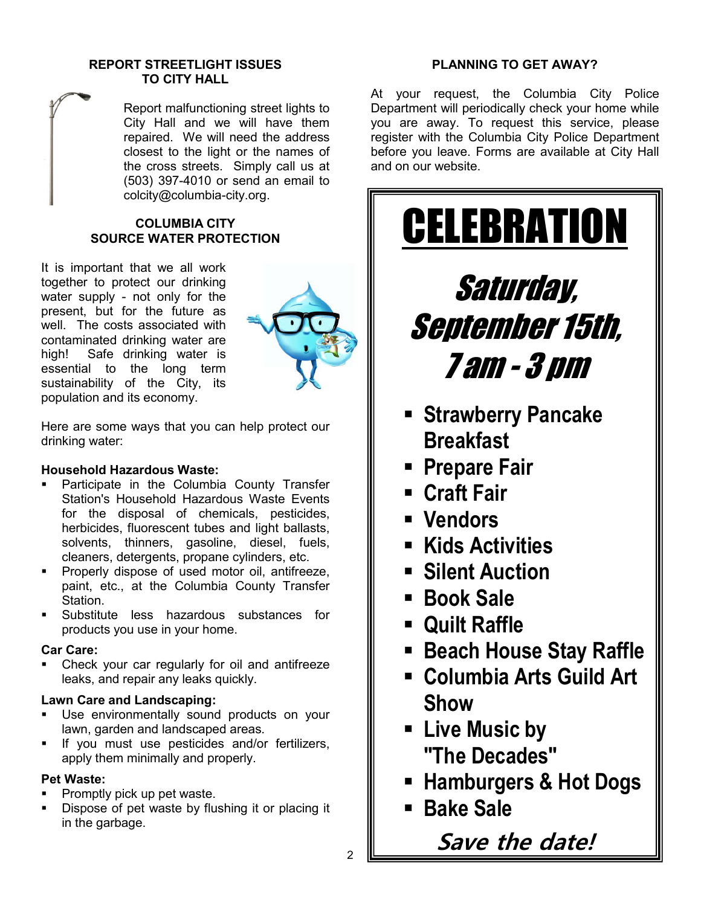## REPORT STREETLIGHT ISSUES TO CITY HALL

Report malfunctioning street lights to City Hall and we will have them repaired. We will need the address closest to the light or the names of the cross streets. Simply call us at (503) 397-4010 or send an email to colcity@columbia-city.org.

## COLUMBIA CITY SOURCE WATER PROTECTION

It is important that we all work together to protect our drinking water supply - not only for the present, but for the future as well. The costs associated with contaminated drinking water are high! Safe drinking water is essential to the long term sustainability of the City, its population and its economy.

Here are some ways that you can help protect our drinking water:

**Household Hazardous Waste:**

- Participate in the Columbia County Transfer Station's Household Hazardous Waste Events for the disposal of chemicals, pesticides, herbicides, fluorescent tubes and light ballasts, solvents, thinners, gasoline, diesel, fuels, cleaners, detergents, propane cylinders, etc.
- Properly dispose of used motor oil, antifreeze, paint, etc., at the Columbia County Transfer Station.
- Substitute less hazardous substances for products you use in your home.

**Car Care:**

- Check your car regularly for oil and antifreeze leaks, and repair any leaks quickly.

**Lawn Care and Landscaping:**

- Use environmentally sound products on your lawn, garden and landscaped areas.
- If you must use pesticides and/or fertilizers, apply them minimally and properly.

**Pet Waste:**

- Promptly pick up pet waste.
- Dispose of pet waste by flushing it or placing it in the garbage.

## PLANNING TO GET AWAY?

At your request, the Columbia City Police Department will periodically check your home while you are away. To request this service, please register with the Columbia City Police Department before you leave. Forms are available at City Hall and on our website.

# CELEBRATION

## *Saturday, September 15th, 7 am - 3 pm*

- **Strawberry Pancake Breakfast**
- **Prepare Fair**
- **Craft Fair**
- **Vendors**
- **Kids Activities**
- **Silent Auction**
- **Book Sale**
- **Quilt Raffle**
- **Beach House Stay Raffle**
- **Columbia Arts Guild Art Show**
- **Live Music by "The Decades"**
- **Hamburgers & Hot Dogs**
- **Bake Sale**

***Save the date!***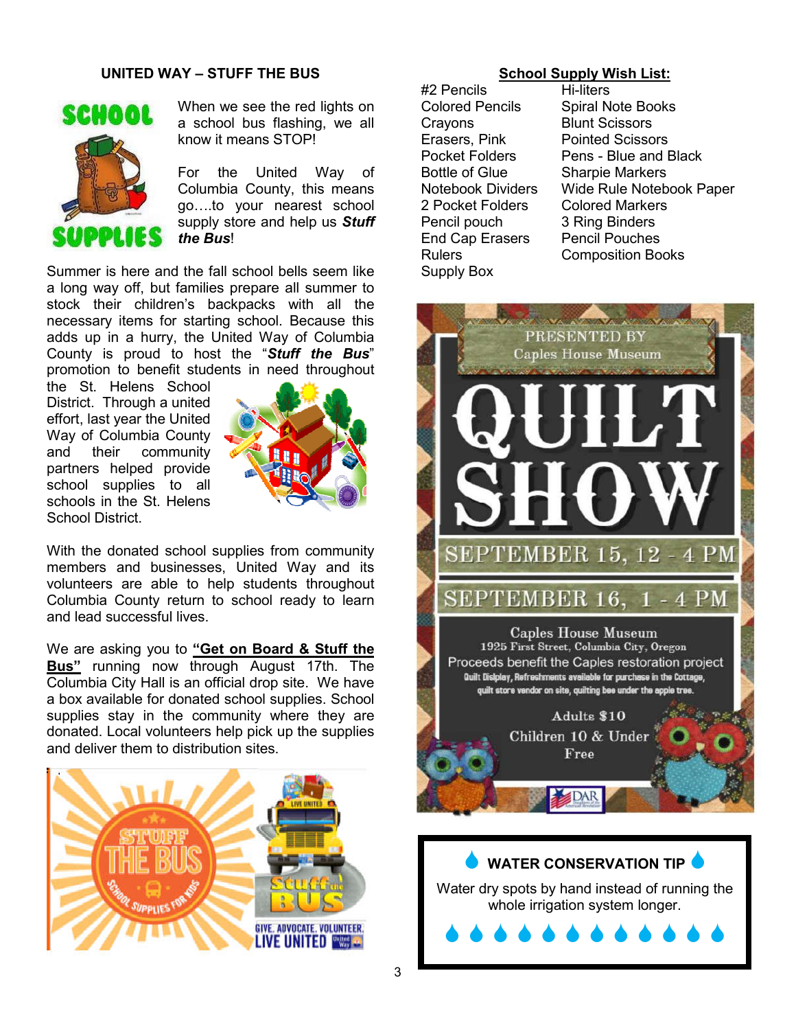## UNITED WAY – STUFF THE BUS

When we see the red lights on a school bus flashing, we all know it means STOP!

For the United Way of Columbia County, this means go….to your nearest school supply store and help us ***Stuff the Bus***!

Summer is here and the fall school bells seem like a long way off, but families prepare all summer to stock their children's backpacks with all the necessary items for starting school. Because this adds up in a hurry, the United Way of Columbia County is proud to host the "***Stuff the Bus***" promotion to benefit students in need throughout the St. Helens School District. Through a united effort, last year the United Way of Columbia County and their community partners helped provide school supplies to all schools in the St. Helens School District.

With the donated school supplies from community members and businesses, United Way and its volunteers are able to help students throughout Columbia County return to school ready to learn and lead successful lives.

We are asking you to **"Get on Board & Stuff the Bus"** running now through August 17th. The Columbia City Hall is an official drop site. We have a box available for donated school supplies. School supplies stay in the community where they are donated. Local volunteers help pick up the supplies and deliver them to distribution sites.

## School Supply Wish List:

- #2 Pencils
- Colored Pencils
- Crayons
- Erasers, Pink
- Pocket Folders
- Bottle of Glue
- Notebook Dividers
- 2 Pocket Folders
- Pencil pouch
- End Cap Erasers
- Rulers
- Supply Box
- Hi-liters
- Spiral Note Books
- Blunt Scissors
- Pointed Scissors
- Pens - Blue and Black
- Sharpie Markers
- Wide Rule Notebook Paper
- Colored Markers
- 3 Ring Binders
- Pencil Pouches
- Composition Books

PRESENTED BY Caples House Museum

# QUILT SHOW

SEPTEMBER 15, 12 - 4 PM

SEPTEMBER 16, 1 - 4 PM

Caples House Museum
1925 First Street, Columbia City, Oregon
Proceeds benefit the Caples restoration project
Quilt Display, Refreshments available for purchase in the Cottage, quilt store vendor on site, quilting bee under the apple tree.

Adults $10
Children 10 & Under Free

### WATER CONSERVATION TIP

Water dry spots by hand instead of running the whole irrigation system longer.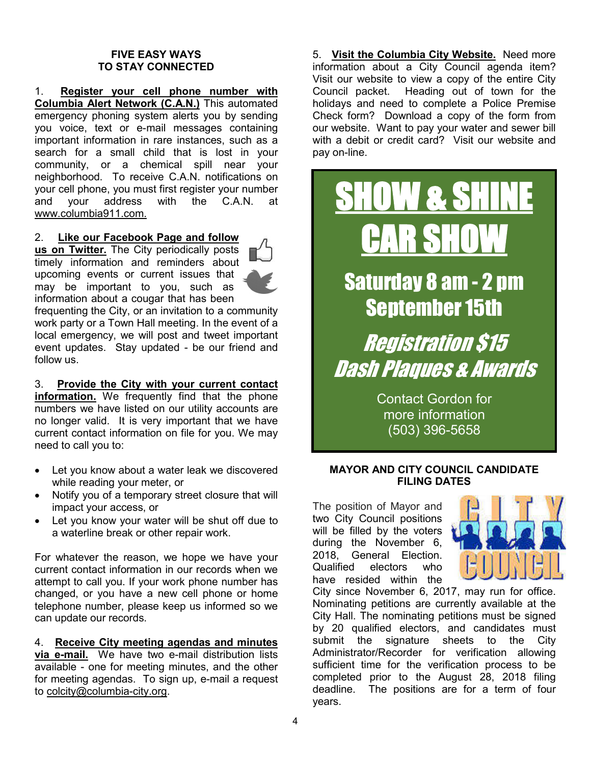## FIVE EASY WAYS TO STAY CONNECTED

1. **Register your cell phone number with Columbia Alert Network (C.A.N.)** This automated emergency phoning system alerts you by sending you voice, text or e-mail messages containing important information in rare instances, such as a search for a small child that is lost in your community, or a chemical spill near your neighborhood. To receive C.A.N. notifications on your cell phone, you must first register your number and your address with the C.A.N. at www.columbia911.com.

2. **Like our Facebook Page and follow us on Twitter.** The City periodically posts timely information and reminders about upcoming events or current issues that may be important to you, such as information about a cougar that has been frequenting the City, or an invitation to a community work party or a Town Hall meeting. In the event of a local emergency, we will post and tweet important event updates. Stay updated - be our friend and follow us.

3. **Provide the City with your current contact information.** We frequently find that the phone numbers we have listed on our utility accounts are no longer valid. It is very important that we have current contact information on file for you. We may need to call you to:

- Let you know about a water leak we discovered while reading your meter, or
- Notify you of a temporary street closure that will impact your access, or
- Let you know your water will be shut off due to a waterline break or other repair work.

For whatever the reason, we hope we have your current contact information in our records when we attempt to call you. If your work phone number has changed, or you have a new cell phone or home telephone number, please keep us informed so we can update our records.

4. **Receive City meeting agendas and minutes via e-mail.** We have two e-mail distribution lists available - one for meeting minutes, and the other for meeting agendas. To sign up, e-mail a request to colcity@columbia-city.org.

5. **Visit the Columbia City Website.** Need more information about a City Council agenda item? Visit our website to view a copy of the entire City Council packet. Heading out of town for the holidays and need to complete a Police Premise Check form? Download a copy of the form from our website. Want to pay your water and sewer bill with a debit or credit card? Visit our website and pay on-line.

# SHOW & SHINE CAR SHOW

**Saturday 8 am - 2 pm**
**September 15th**

***Registration $15***
***Dash Plaques & Awards***

Contact Gordon for more information
(503) 396-5658

## MAYOR AND CITY COUNCIL CANDIDATE FILING DATES

The position of Mayor and two City Council positions will be filled by the voters during the November 6, 2018, General Election. Qualified electors who have resided within the City since November 6, 2017, may run for office. Nominating petitions are currently available at the City Hall. The nominating petitions must be signed by 20 qualified electors, and candidates must submit the signature sheets to the City Administrator/Recorder for verification allowing sufficient time for the verification process to be completed prior to the August 28, 2018 filing deadline. The positions are for a term of four years.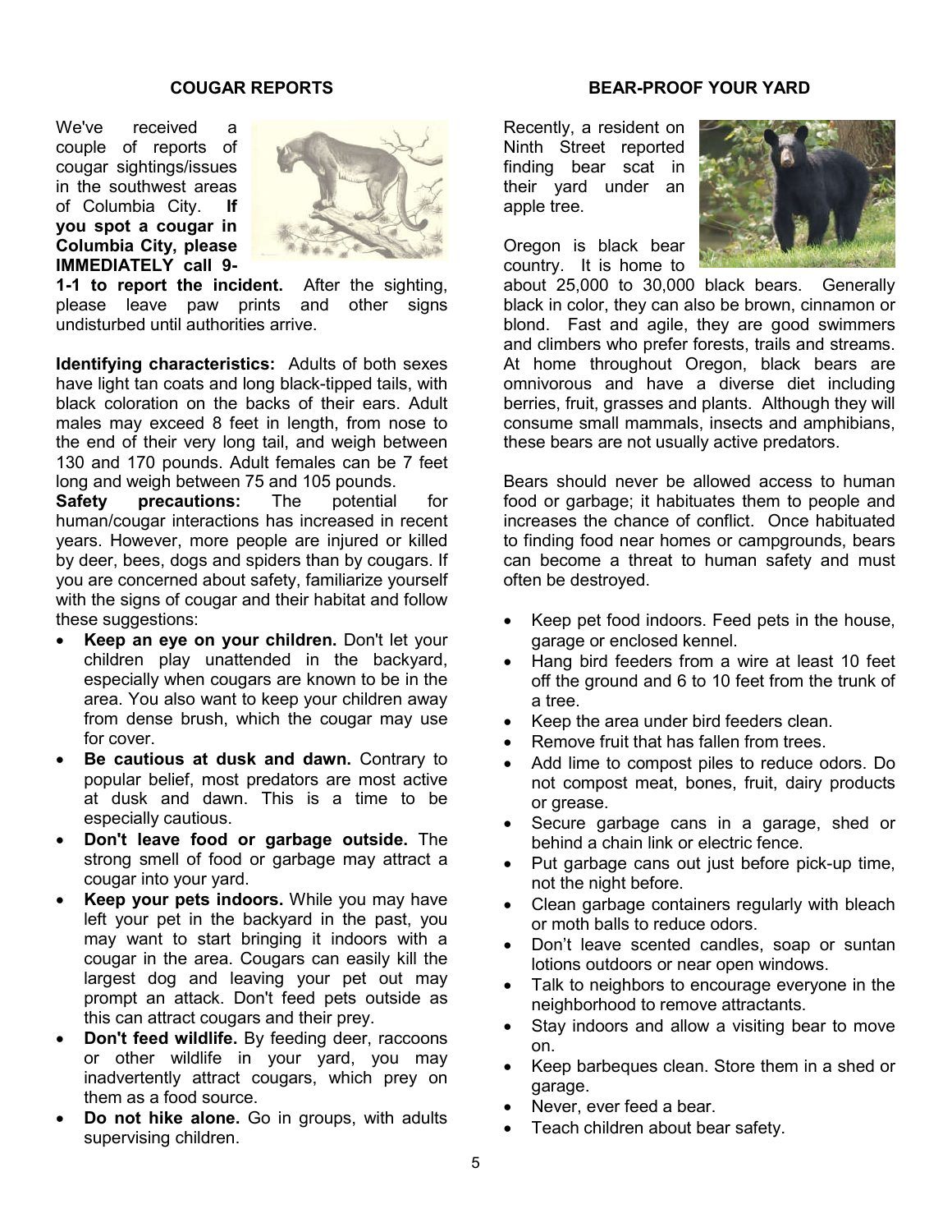## COUGAR REPORTS

We've received a couple of reports of cougar sightings/issues in the southwest areas of Columbia City. **If you spot a cougar in Columbia City, please IMMEDIATELY call 9-1-1 to report the incident.** After the sighting, please leave paw prints and other signs undisturbed until authorities arrive.

**Identifying characteristics:** Adults of both sexes have light tan coats and long black-tipped tails, with black coloration on the backs of their ears. Adult males may exceed 8 feet in length, from nose to the end of their very long tail, and weigh between 130 and 170 pounds. Adult females can be 7 feet long and weigh between 75 and 105 pounds.

**Safety precautions:** The potential for human/cougar interactions has increased in recent years. However, more people are injured or killed by deer, bees, dogs and spiders than by cougars. If you are concerned about safety, familiarize yourself with the signs of cougar and their habitat and follow these suggestions:

- **Keep an eye on your children.** Don't let your children play unattended in the backyard, especially when cougars are known to be in the area. You also want to keep your children away from dense brush, which the cougar may use for cover.
- **Be cautious at dusk and dawn.** Contrary to popular belief, most predators are most active at dusk and dawn. This is a time to be especially cautious.
- **Don't leave food or garbage outside.** The strong smell of food or garbage may attract a cougar into your yard.
- **Keep your pets indoors.** While you may have left your pet in the backyard in the past, you may want to start bringing it indoors with a cougar in the area. Cougars can easily kill the largest dog and leaving your pet out may prompt an attack. Don't feed pets outside as this can attract cougars and their prey.
- **Don't feed wildlife.** By feeding deer, raccoons or other wildlife in your yard, you may inadvertently attract cougars, which prey on them as a food source.
- **Do not hike alone.** Go in groups, with adults supervising children.

## BEAR-PROOF YOUR YARD

Recently, a resident on Ninth Street reported finding bear scat in their yard under an apple tree.

Oregon is black bear country. It is home to about 25,000 to 30,000 black bears. Generally black in color, they can also be brown, cinnamon or blond. Fast and agile, they are good swimmers and climbers who prefer forests, trails and streams. At home throughout Oregon, black bears are omnivorous and have a diverse diet including berries, fruit, grasses and plants. Although they will consume small mammals, insects and amphibians, these bears are not usually active predators.

Bears should never be allowed access to human food or garbage; it habituates them to people and increases the chance of conflict. Once habituated to finding food near homes or campgrounds, bears can become a threat to human safety and must often be destroyed.

- Keep pet food indoors. Feed pets in the house, garage or enclosed kennel.
- Hang bird feeders from a wire at least 10 feet off the ground and 6 to 10 feet from the trunk of a tree.
- Keep the area under bird feeders clean.
- Remove fruit that has fallen from trees.
- Add lime to compost piles to reduce odors. Do not compost meat, bones, fruit, dairy products or grease.
- Secure garbage cans in a garage, shed or behind a chain link or electric fence.
- Put garbage cans out just before pick-up time, not the night before.
- Clean garbage containers regularly with bleach or moth balls to reduce odors.
- Don't leave scented candles, soap or suntan lotions outdoors or near open windows.
- Talk to neighbors to encourage everyone in the neighborhood to remove attractants.
- Stay indoors and allow a visiting bear to move on.
- Keep barbeques clean. Store them in a shed or garage.
- Never, ever feed a bear.
- Teach children about bear safety.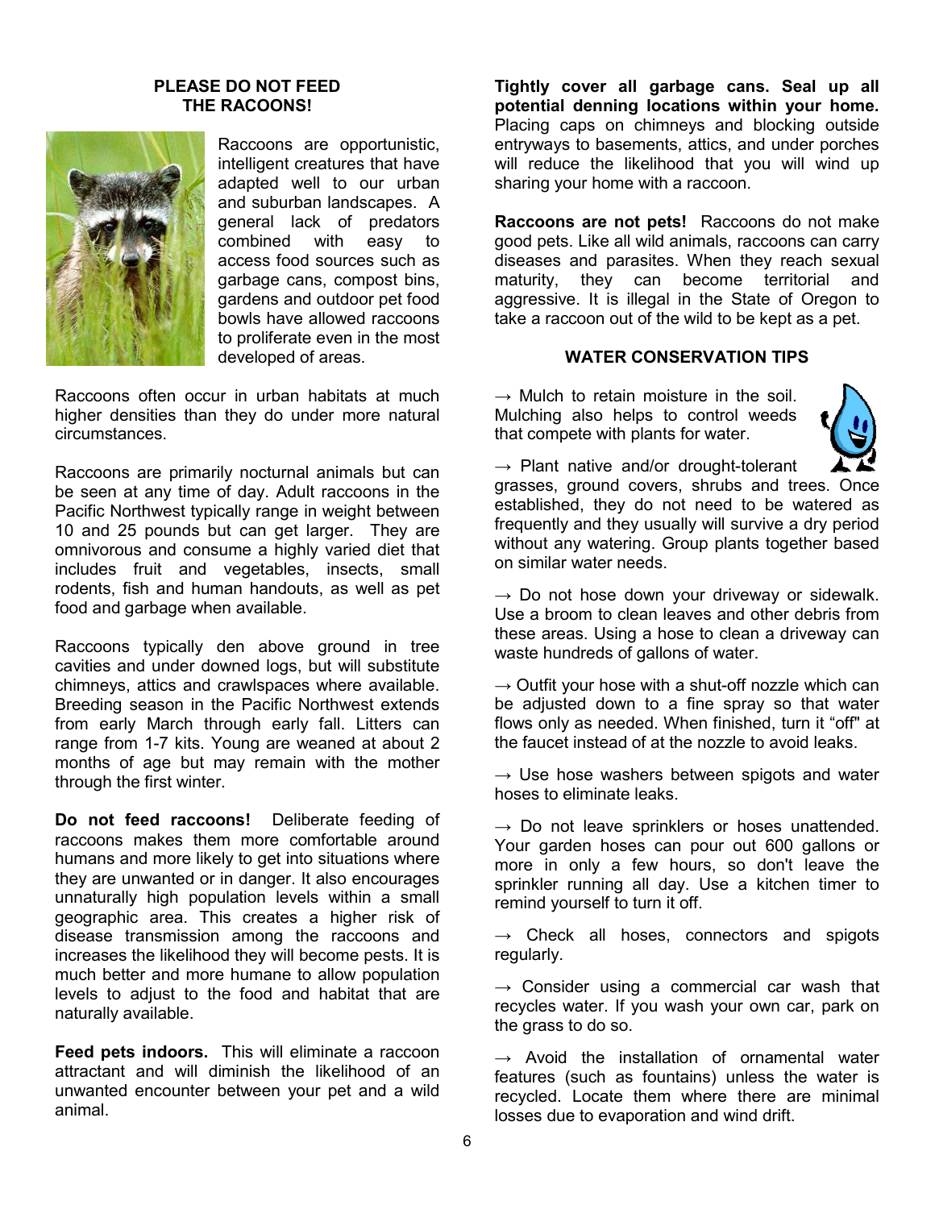## PLEASE DO NOT FEED THE RACOONS!

Raccoons are opportunistic, intelligent creatures that have adapted well to our urban and suburban landscapes. A general lack of predators combined with easy to access food sources such as garbage cans, compost bins, gardens and outdoor pet food bowls have allowed raccoons to proliferate even in the most developed of areas.

Raccoons often occur in urban habitats at much higher densities than they do under more natural circumstances.

Raccoons are primarily nocturnal animals but can be seen at any time of day. Adult raccoons in the Pacific Northwest typically range in weight between 10 and 25 pounds but can get larger. They are omnivorous and consume a highly varied diet that includes fruit and vegetables, insects, small rodents, fish and human handouts, as well as pet food and garbage when available.

Raccoons typically den above ground in tree cavities and under downed logs, but will substitute chimneys, attics and crawlspaces where available. Breeding season in the Pacific Northwest extends from early March through early fall. Litters can range from 1-7 kits. Young are weaned at about 2 months of age but may remain with the mother through the first winter.

**Do not feed raccoons!** Deliberate feeding of raccoons makes them more comfortable around humans and more likely to get into situations where they are unwanted or in danger. It also encourages unnaturally high population levels within a small geographic area. This creates a higher risk of disease transmission among the raccoons and increases the likelihood they will become pests. It is much better and more humane to allow population levels to adjust to the food and habitat that are naturally available.

**Feed pets indoors.** This will eliminate a raccoon attractant and will diminish the likelihood of an unwanted encounter between your pet and a wild animal.

**Tightly cover all garbage cans. Seal up all potential denning locations within your home.** Placing caps on chimneys and blocking outside entryways to basements, attics, and under porches will reduce the likelihood that you will wind up sharing your home with a raccoon.

**Raccoons are not pets!** Raccoons do not make good pets. Like all wild animals, raccoons can carry diseases and parasites. When they reach sexual maturity, they can become territorial and aggressive. It is illegal in the State of Oregon to take a raccoon out of the wild to be kept as a pet.

## WATER CONSERVATION TIPS

→ Mulch to retain moisture in the soil. Mulching also helps to control weeds that compete with plants for water.

→ Plant native and/or drought-tolerant grasses, ground covers, shrubs and trees. Once established, they do not need to be watered as frequently and they usually will survive a dry period without any watering. Group plants together based on similar water needs.

→ Do not hose down your driveway or sidewalk. Use a broom to clean leaves and other debris from these areas. Using a hose to clean a driveway can waste hundreds of gallons of water.

→ Outfit your hose with a shut-off nozzle which can be adjusted down to a fine spray so that water flows only as needed. When finished, turn it "off" at the faucet instead of at the nozzle to avoid leaks.

→ Use hose washers between spigots and water hoses to eliminate leaks.

→ Do not leave sprinklers or hoses unattended. Your garden hoses can pour out 600 gallons or more in only a few hours, so don't leave the sprinkler running all day. Use a kitchen timer to remind yourself to turn it off.

→ Check all hoses, connectors and spigots regularly.

→ Consider using a commercial car wash that recycles water. If you wash your own car, park on the grass to do so.

→ Avoid the installation of ornamental water features (such as fountains) unless the water is recycled. Locate them where there are minimal losses due to evaporation and wind drift.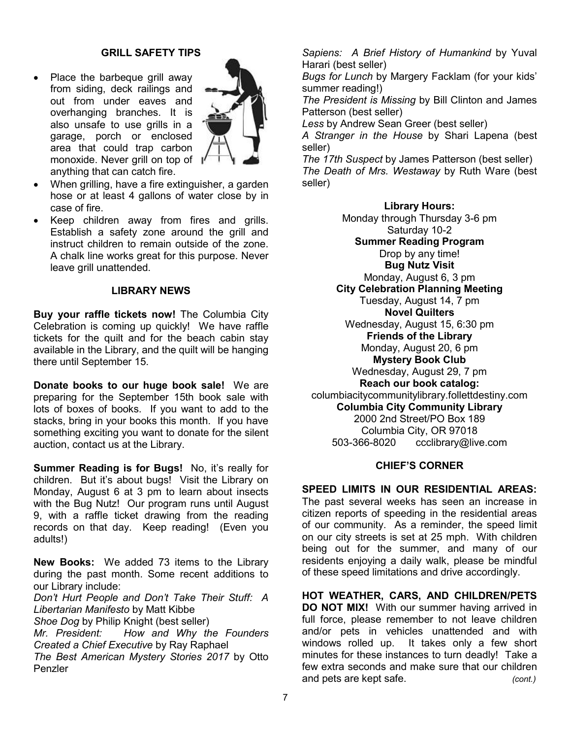### GRILL SAFETY TIPS

- Place the barbeque grill away from siding, deck railings and out from under eaves and overhanging branches. It is also unsafe to use grills in a garage, porch or enclosed area that could trap carbon monoxide. Never grill on top of anything that can catch fire.
- When grilling, have a fire extinguisher, a garden hose or at least 4 gallons of water close by in case of fire.
- Keep children away from fires and grills. Establish a safety zone around the grill and instruct children to remain outside of the zone. A chalk line works great for this purpose. Never leave grill unattended.

### LIBRARY NEWS

**Buy your raffle tickets now!** The Columbia City Celebration is coming up quickly! We have raffle tickets for the quilt and for the beach cabin stay available in the Library, and the quilt will be hanging there until September 15.

**Donate books to our huge book sale!** We are preparing for the September 15th book sale with lots of boxes of books. If you want to add to the stacks, bring in your books this month. If you have something exciting you want to donate for the silent auction, contact us at the Library.

**Summer Reading is for Bugs!** No, it's really for children. But it's about bugs! Visit the Library on Monday, August 6 at 3 pm to learn about insects with the Bug Nutz! Our program runs until August 9, with a raffle ticket drawing from the reading records on that day. Keep reading! (Even you adults!)

**New Books:** We added 73 items to the Library during the past month. Some recent additions to our Library include:

*Don't Hurt People and Don't Take Their Stuff: A Libertarian Manifesto* by Matt Kibbe
*Shoe Dog* by Philip Knight (best seller)
*Mr. President: How and Why the Founders Created a Chief Executive* by Ray Raphael
*The Best American Mystery Stories 2017* by Otto Penzler
*Sapiens: A Brief History of Humankind* by Yuval Harari (best seller)
*Bugs for Lunch* by Margery Facklam (for your kids' summer reading!)
*The President is Missing* by Bill Clinton and James Patterson (best seller)
*Less* by Andrew Sean Greer (best seller)
*A Stranger in the House* by Shari Lapena (best seller)
*The 17th Suspect* by James Patterson (best seller)
*The Death of Mrs. Westaway* by Ruth Ware (best seller)

**Library Hours:**
Monday through Thursday 3-6 pm
Saturday 10-2

**Summer Reading Program**
Drop by any time!

**Bug Nutz Visit**
Monday, August 6, 3 pm

**City Celebration Planning Meeting**
Tuesday, August 14, 7 pm

**Novel Quilters**
Wednesday, August 15, 6:30 pm

**Friends of the Library**
Monday, August 20, 6 pm

**Mystery Book Club**
Wednesday, August 29, 7 pm

**Reach our book catalog:**
columbiacitycommunitylibrary.follettdestiny.com

**Columbia City Community Library**
2000 2nd Street/PO Box 189
Columbia City, OR 97018
503-366-8020 ccclibrary@live.com

### CHIEF'S CORNER

**SPEED LIMITS IN OUR RESIDENTIAL AREAS:** The past several weeks has seen an increase in citizen reports of speeding in the residential areas of our community. As a reminder, the speed limit on our city streets is set at 25 mph. With children being out for the summer, and many of our residents enjoying a daily walk, please be mindful of these speed limitations and drive accordingly.

**HOT WEATHER, CARS, AND CHILDREN/PETS DO NOT MIX!** With our summer having arrived in full force, please remember to not leave children and/or pets in vehicles unattended and with windows rolled up. It takes only a few short minutes for these instances to turn deadly! Take a few extra seconds and make sure that our children and pets are kept safe. *(cont.)*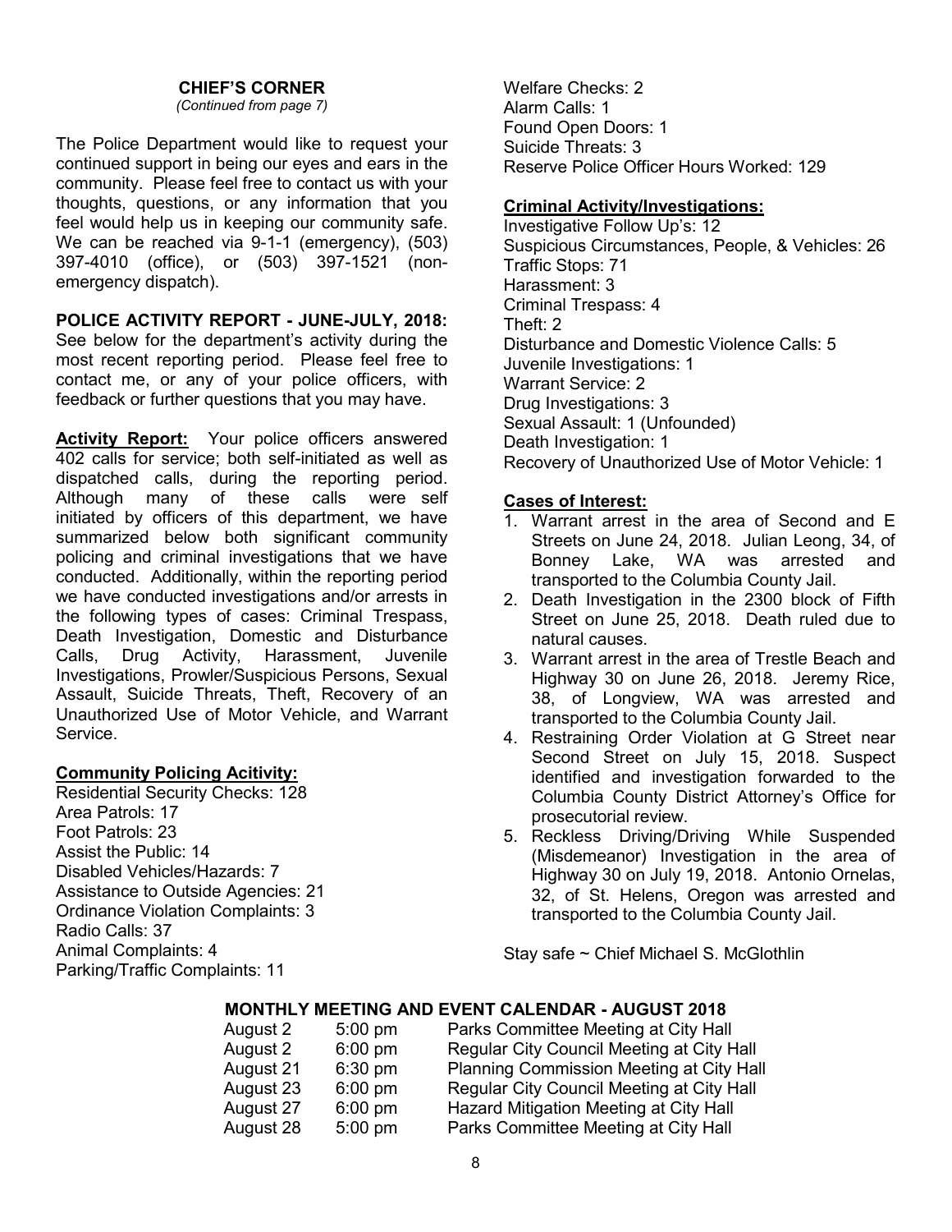## CHIEF'S CORNER

*(Continued from page 7)*

The Police Department would like to request your continued support in being our eyes and ears in the community. Please feel free to contact us with your thoughts, questions, or any information that you feel would help us in keeping our community safe. We can be reached via 9-1-1 (emergency), (503) 397-4010 (office), or (503) 397-1521 (non-emergency dispatch).

**POLICE ACTIVITY REPORT - JUNE-JULY, 2018:** See below for the department's activity during the most recent reporting period. Please feel free to contact me, or any of your police officers, with feedback or further questions that you may have.

**Activity Report:** Your police officers answered 402 calls for service; both self-initiated as well as dispatched calls, during the reporting period. Although many of these calls were self initiated by officers of this department, we have summarized below both significant community policing and criminal investigations that we have conducted. Additionally, within the reporting period we have conducted investigations and/or arrests in the following types of cases: Criminal Trespass, Death Investigation, Domestic and Disturbance Calls, Drug Activity, Harassment, Juvenile Investigations, Prowler/Suspicious Persons, Sexual Assault, Suicide Threats, Theft, Recovery of an Unauthorized Use of Motor Vehicle, and Warrant Service.

**Community Policing Acitivity:**

Residential Security Checks: 128
Area Patrols: 17
Foot Patrols: 23
Assist the Public: 14
Disabled Vehicles/Hazards: 7
Assistance to Outside Agencies: 21
Ordinance Violation Complaints: 3
Radio Calls: 37
Animal Complaints: 4
Parking/Traffic Complaints: 11
Welfare Checks: 2
Alarm Calls: 1
Found Open Doors: 1
Suicide Threats: 3
Reserve Police Officer Hours Worked: 129

**Criminal Activity/Investigations:**

Investigative Follow Up's: 12
Suspicious Circumstances, People, & Vehicles: 26
Traffic Stops: 71
Harassment: 3
Criminal Trespass: 4
Theft: 2
Disturbance and Domestic Violence Calls: 5
Juvenile Investigations: 1
Warrant Service: 2
Drug Investigations: 3
Sexual Assault: 1 (Unfounded)
Death Investigation: 1
Recovery of Unauthorized Use of Motor Vehicle: 1

**Cases of Interest:**

1. Warrant arrest in the area of Second and E Streets on June 24, 2018. Julian Leong, 34, of Bonney Lake, WA was arrested and transported to the Columbia County Jail.
2. Death Investigation in the 2300 block of Fifth Street on June 25, 2018. Death ruled due to natural causes.
3. Warrant arrest in the area of Trestle Beach and Highway 30 on June 26, 2018. Jeremy Rice, 38, of Longview, WA was arrested and transported to the Columbia County Jail.
4. Restraining Order Violation at G Street near Second Street on July 15, 2018. Suspect identified and investigation forwarded to the Columbia County District Attorney's Office for prosecutorial review.
5. Reckless Driving/Driving While Suspended (Misdemeanor) Investigation in the area of Highway 30 on July 19, 2018. Antonio Ornelas, 32, of St. Helens, Oregon was arrested and transported to the Columbia County Jail.

Stay safe ~ Chief Michael S. McGlothlin

## MONTHLY MEETING AND EVENT CALENDAR - AUGUST 2018

| | | |
|---|---|---|
| August 2 | 5:00 pm | Parks Committee Meeting at City Hall |
| August 2 | 6:00 pm | Regular City Council Meeting at City Hall |
| August 21 | 6:30 pm | Planning Commission Meeting at City Hall |
| August 23 | 6:00 pm | Regular City Council Meeting at City Hall |
| August 27 | 6:00 pm | Hazard Mitigation Meeting at City Hall |
| August 28 | 5:00 pm | Parks Committee Meeting at City Hall |